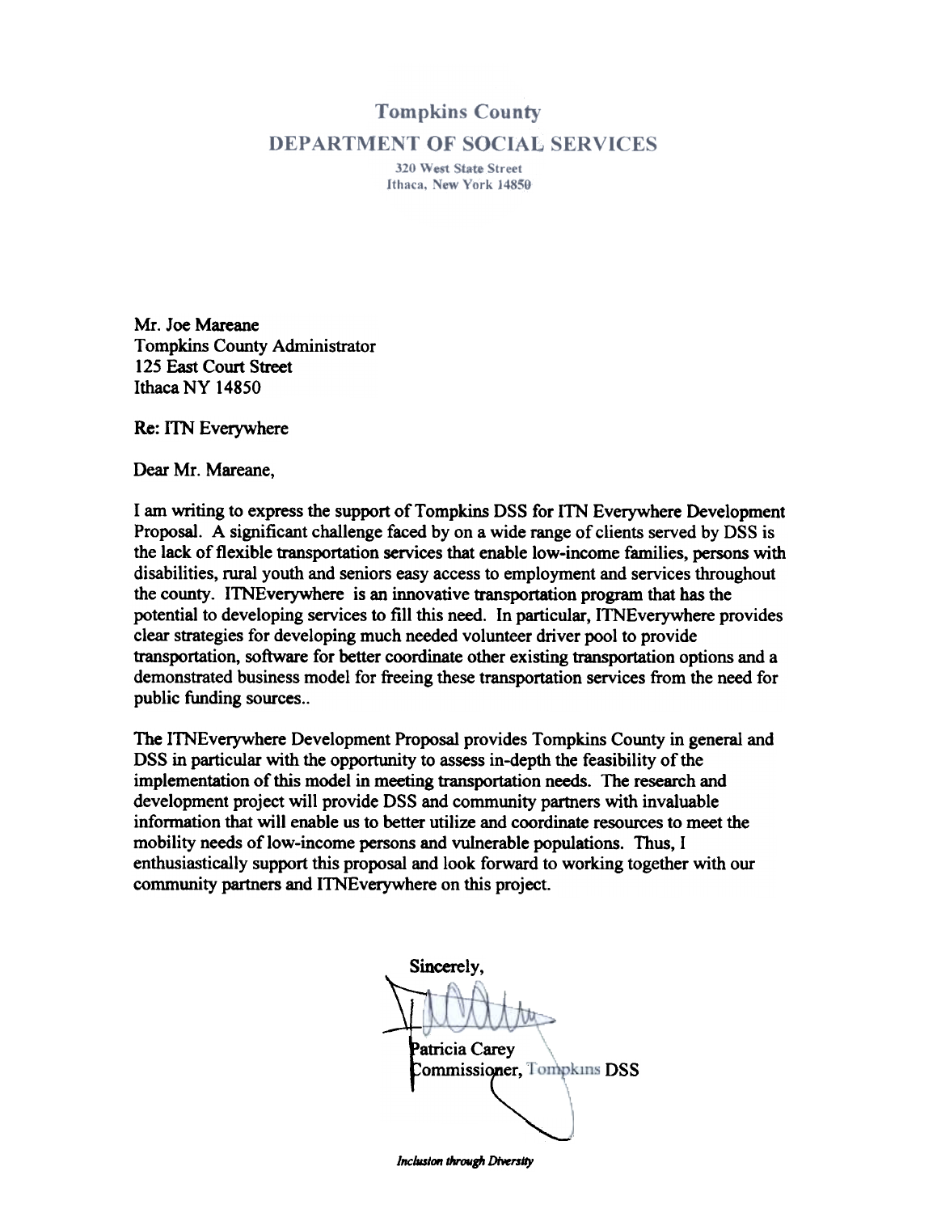# Tompkins County

## DEPARTMENT OF SOCIAL SERVICES

320 West State Street
Ithaca, New York 14850

Mr. Joe Mareane
Tompkins County Administrator
125 East Court Street
Ithaca NY 14850

Re: ITN Everywhere

Dear Mr. Mareane,

I am writing to express the support of Tompkins DSS for ITN Everywhere Development Proposal. A significant challenge faced by on a wide range of clients served by DSS is the lack of flexible transportation services that enable low-income families, persons with disabilities, rural youth and seniors easy access to employment and services throughout the county. ITNEverywhere is an innovative transportation program that has the potential to developing services to fill this need. In particular, ITNEverywhere provides clear strategies for developing much needed volunteer driver pool to provide transportation, software for better coordinate other existing transportation options and a demonstrated business model for freeing these transportation services from the need for public funding sources..

The ITNEverywhere Development Proposal provides Tompkins County in general and DSS in particular with the opportunity to assess in-depth the feasibility of the implementation of this model in meeting transportation needs. The research and development project will provide DSS and community partners with invaluable information that will enable us to better utilize and coordinate resources to meet the mobility needs of low-income persons and vulnerable populations. Thus, I enthusiastically support this proposal and look forward to working together with our community partners and ITNEverywhere on this project.

Sincerely,

Patricia Carey
Commissioner, Tompkins DSS

*Inclusion through Diversity*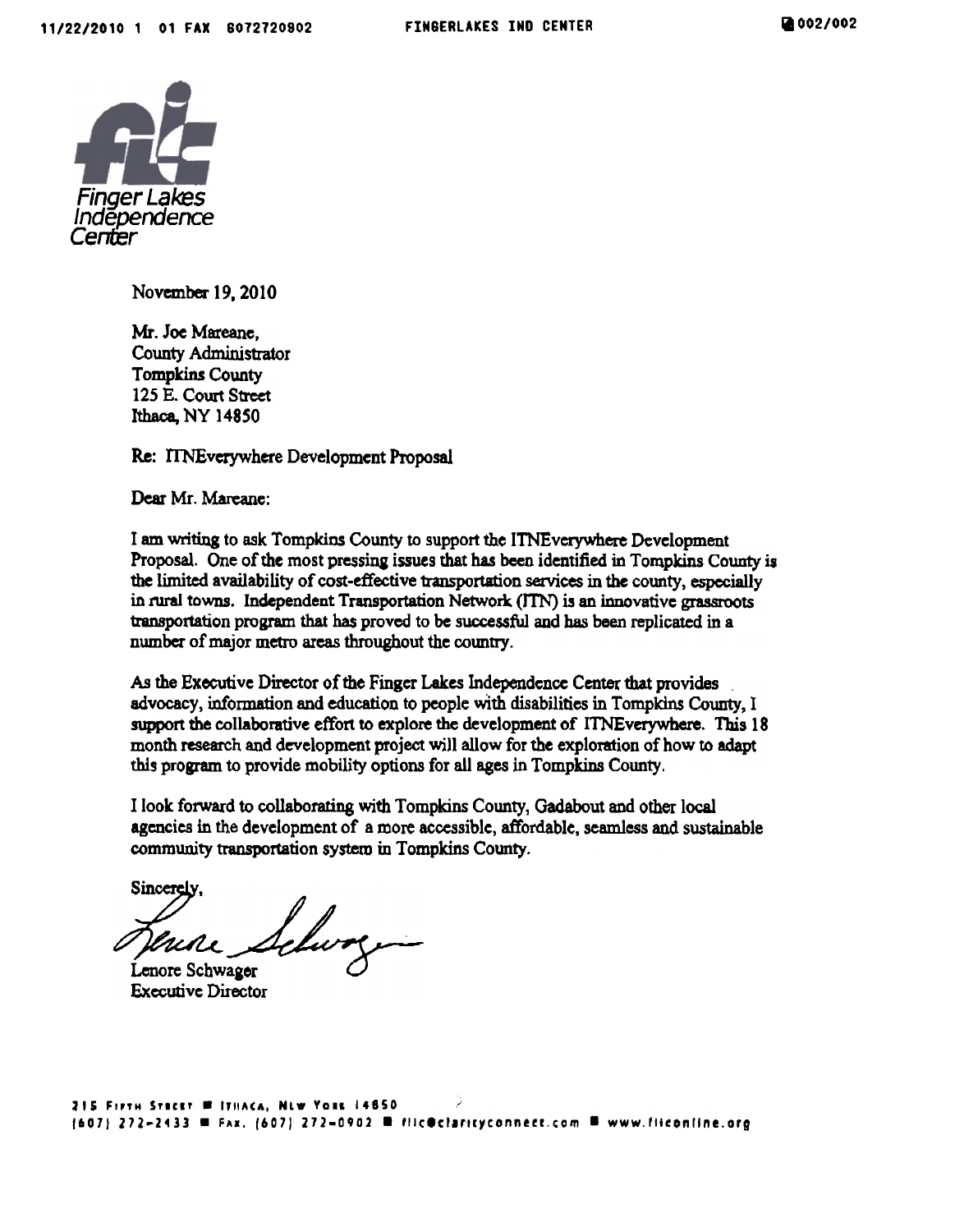Finger Lakes Independence Center

November 19, 2010

Mr. Joe Mareane,
County Administrator
Tompkins County
125 E. Court Street
Ithaca, NY 14850

Re: ITNEverywhere Development Proposal

Dear Mr. Mareane:

I am writing to ask Tompkins County to support the ITNEverywhere Development Proposal. One of the most pressing issues that has been identified in Tompkins County is the limited availability of cost-effective transportation services in the county, especially in rural towns. Independent Transportation Network (ITN) is an innovative grassroots transportation program that has proved to be successful and has been replicated in a number of major metro areas throughout the country.

As the Executive Director of the Finger Lakes Independence Center that provides advocacy, information and education to people with disabilities in Tompkins County, I support the collaborative effort to explore the development of ITNEverywhere. This 18 month research and development project will allow for the exploration of how to adapt this program to provide mobility options for all ages in Tompkins County.

I look forward to collaborating with Tompkins County, Gadabout and other local agencies in the development of a more accessible, affordable, seamless and sustainable community transportation system in Tompkins County.

Sincerely,

Lenore Schwager
Executive Director

215 Fifth Street ■ Ithaca, New York 14850
(607) 272-2433 ■ Fax. (607) 272-0902 ■ flic@clarityconnect.com ■ www.flic​online.org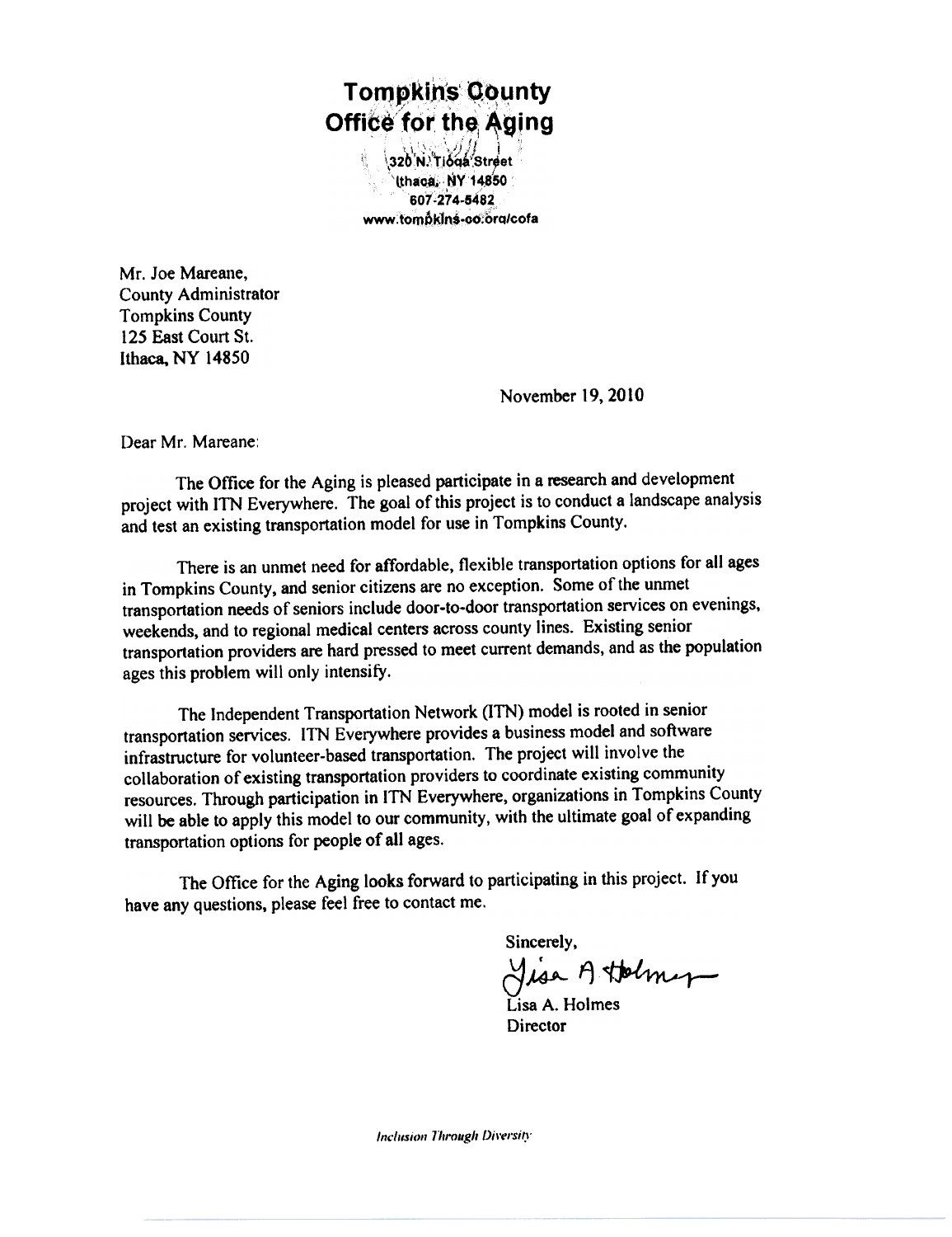# Tompkins County Office for the Aging

320 N. Tioga Street
Ithaca, NY 14850
607-274-5482
www.tompkins-co.org/cofa

Mr. Joe Mareane,
County Administrator
Tompkins County
125 East Court St.
Ithaca, NY 14850

November 19, 2010

Dear Mr. Mareane:

The Office for the Aging is pleased participate in a research and development project with ITN Everywhere. The goal of this project is to conduct a landscape analysis and test an existing transportation model for use in Tompkins County.

There is an unmet need for affordable, flexible transportation options for all ages in Tompkins County, and senior citizens are no exception. Some of the unmet transportation needs of seniors include door-to-door transportation services on evenings, weekends, and to regional medical centers across county lines. Existing senior transportation providers are hard pressed to meet current demands, and as the population ages this problem will only intensify.

The Independent Transportation Network (ITN) model is rooted in senior transportation services. ITN Everywhere provides a business model and software infrastructure for volunteer-based transportation. The project will involve the collaboration of existing transportation providers to coordinate existing community resources. Through participation in ITN Everywhere, organizations in Tompkins County will be able to apply this model to our community, with the ultimate goal of expanding transportation options for people of all ages.

The Office for the Aging looks forward to participating in this project. If you have any questions, please feel free to contact me.

Sincerely,

Lisa A. Holmes

Lisa A. Holmes
Director

*Inclusion Through Diversity*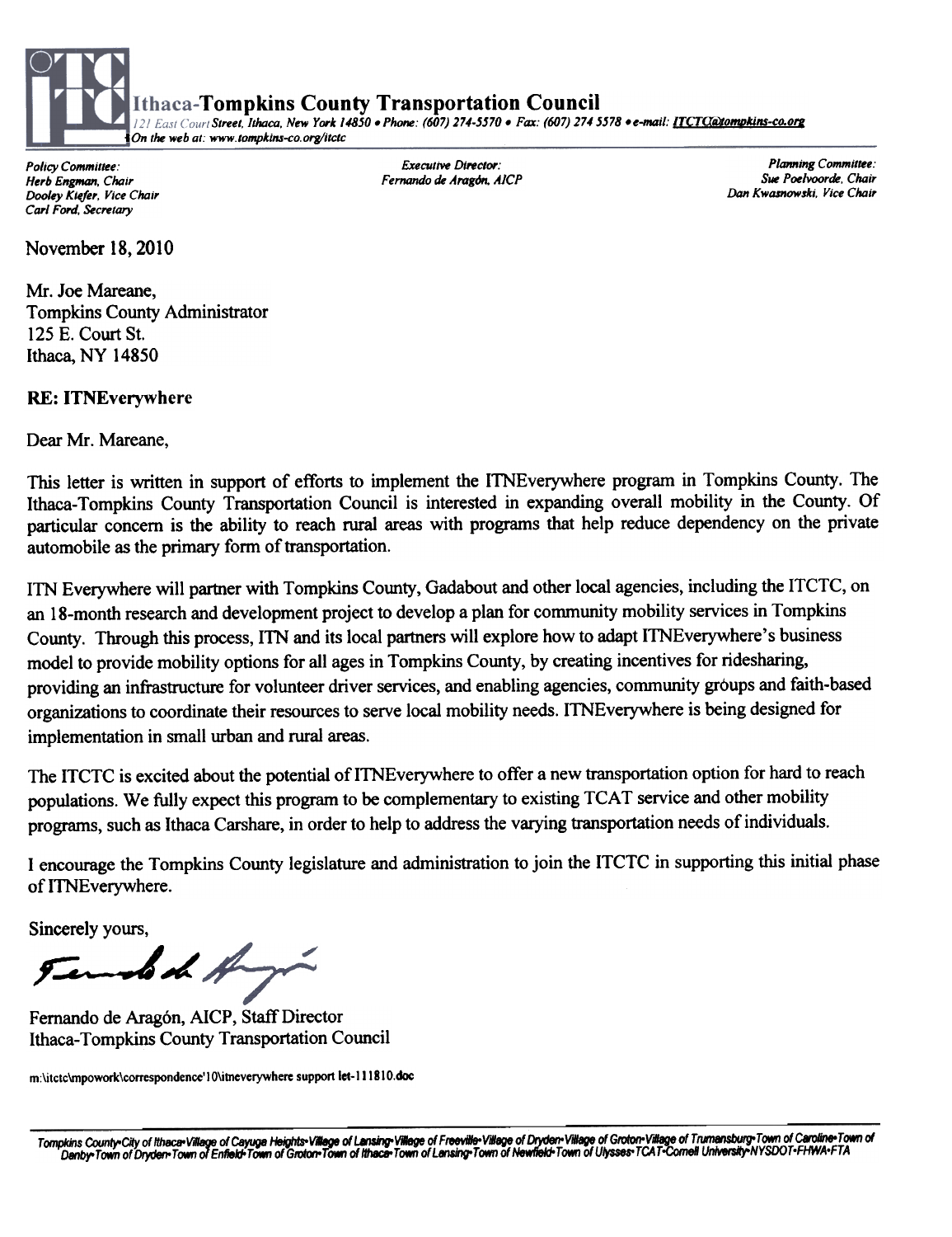**Ithaca-Tompkins County Transportation Council**

*121 East Court Street, Ithaca, New York 14850 • Phone: (607) 274-5570 • Fax: (607) 274 5578 • e-mail: ITCTC@tompkins-co.org*
*On the web at: www.tompkins-co.org/itctc*

*Policy Committee:*
*Herb Engman, Chair*
*Dooley Kiefer, Vice Chair*
*Carl Ford, Secretary*

*Executive Director:*
*Fernando de Aragón, AICP*

*Planning Committee:*
*Sue Poelvoorde, Chair*
*Dan Kwasnowski, Vice Chair*

November 18, 2010

Mr. Joe Mareane,
Tompkins County Administrator
125 E. Court St.
Ithaca, NY 14850

**RE: ITNEverywhere**

Dear Mr. Mareane,

This letter is written in support of efforts to implement the ITNEverywhere program in Tompkins County. The Ithaca-Tompkins County Transportation Council is interested in expanding overall mobility in the County. Of particular concern is the ability to reach rural areas with programs that help reduce dependency on the private automobile as the primary form of transportation.

ITN Everywhere will partner with Tompkins County, Gadabout and other local agencies, including the ITCTC, on an 18-month research and development project to develop a plan for community mobility services in Tompkins County. Through this process, ITN and its local partners will explore how to adapt ITNEverywhere's business model to provide mobility options for all ages in Tompkins County, by creating incentives for ridesharing, providing an infrastructure for volunteer driver services, and enabling agencies, community groups and faith-based organizations to coordinate their resources to serve local mobility needs. ITNEverywhere is being designed for implementation in small urban and rural areas.

The ITCTC is excited about the potential of ITNEverywhere to offer a new transportation option for hard to reach populations. We fully expect this program to be complementary to existing TCAT service and other mobility programs, such as Ithaca Carshare, in order to help to address the varying transportation needs of individuals.

I encourage the Tompkins County legislature and administration to join the ITCTC in supporting this initial phase of ITNEverywhere.

Sincerely yours,

Fernando de Aragón, AICP, Staff Director
Ithaca-Tompkins County Transportation Council

m:\itctc\mpowork\correspondence'10\itneverywhere support let-111810.doc

Tompkins County•City of Ithaca•Village of Cayuga Heights•Village of Lansing•Village of Freeville•Village of Dryden•Village of Groton•Village of Trumansburg•Town of Caroline•Town of Danby•Town of Dryden•Town of Enfield•Town of Groton•Town of Ithaca•Town of Lansing•Town of Newfield•Town of Ulysses•TCAT•Cornell University•NYSDOT•FHWA•FTA